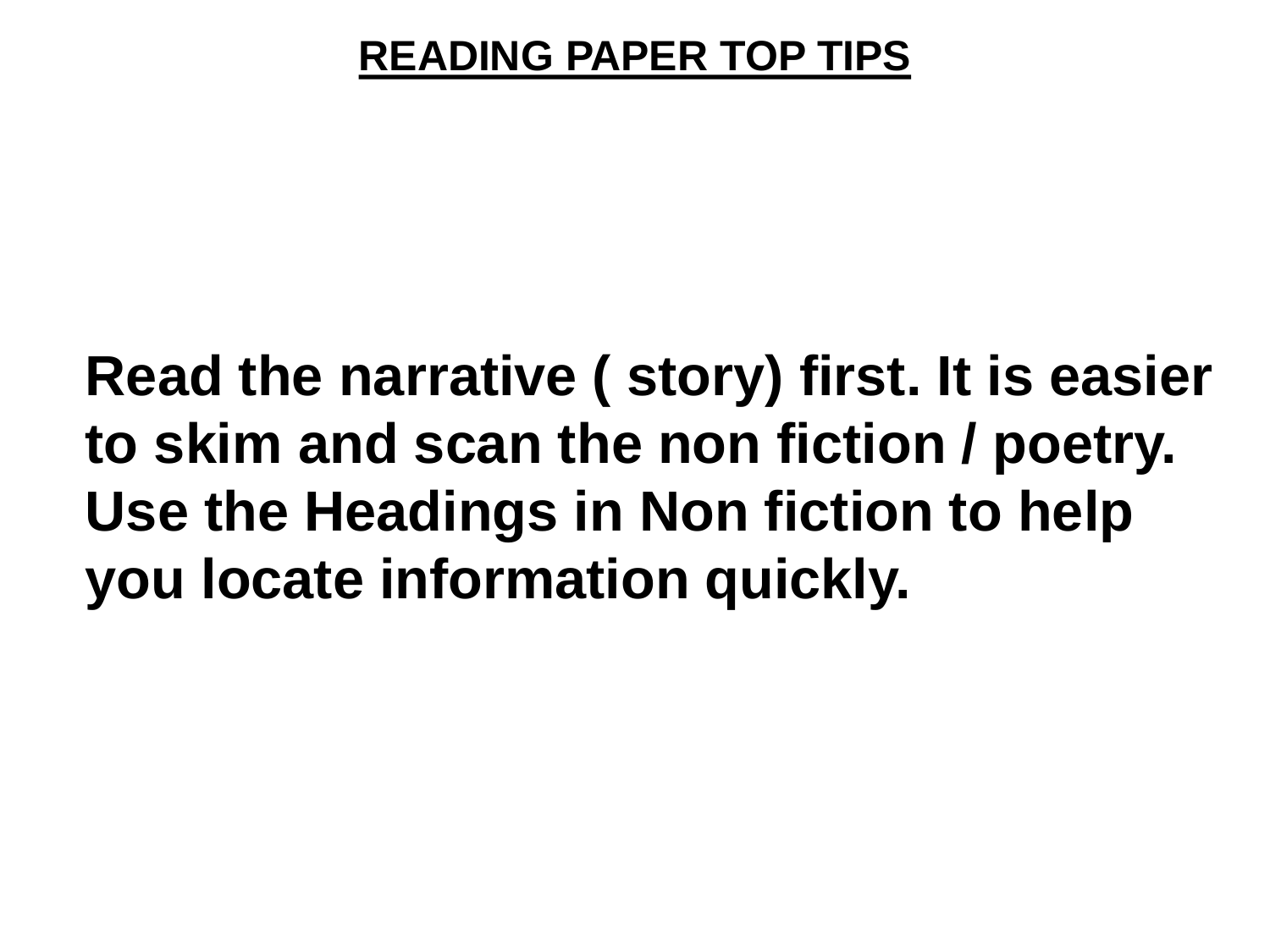# READING PAPER TOP TIPS

**Read the narrative ( story) first. It is easier to skim and scan the non fiction / poetry. Use the Headings in Non fiction to help you locate information quickly.**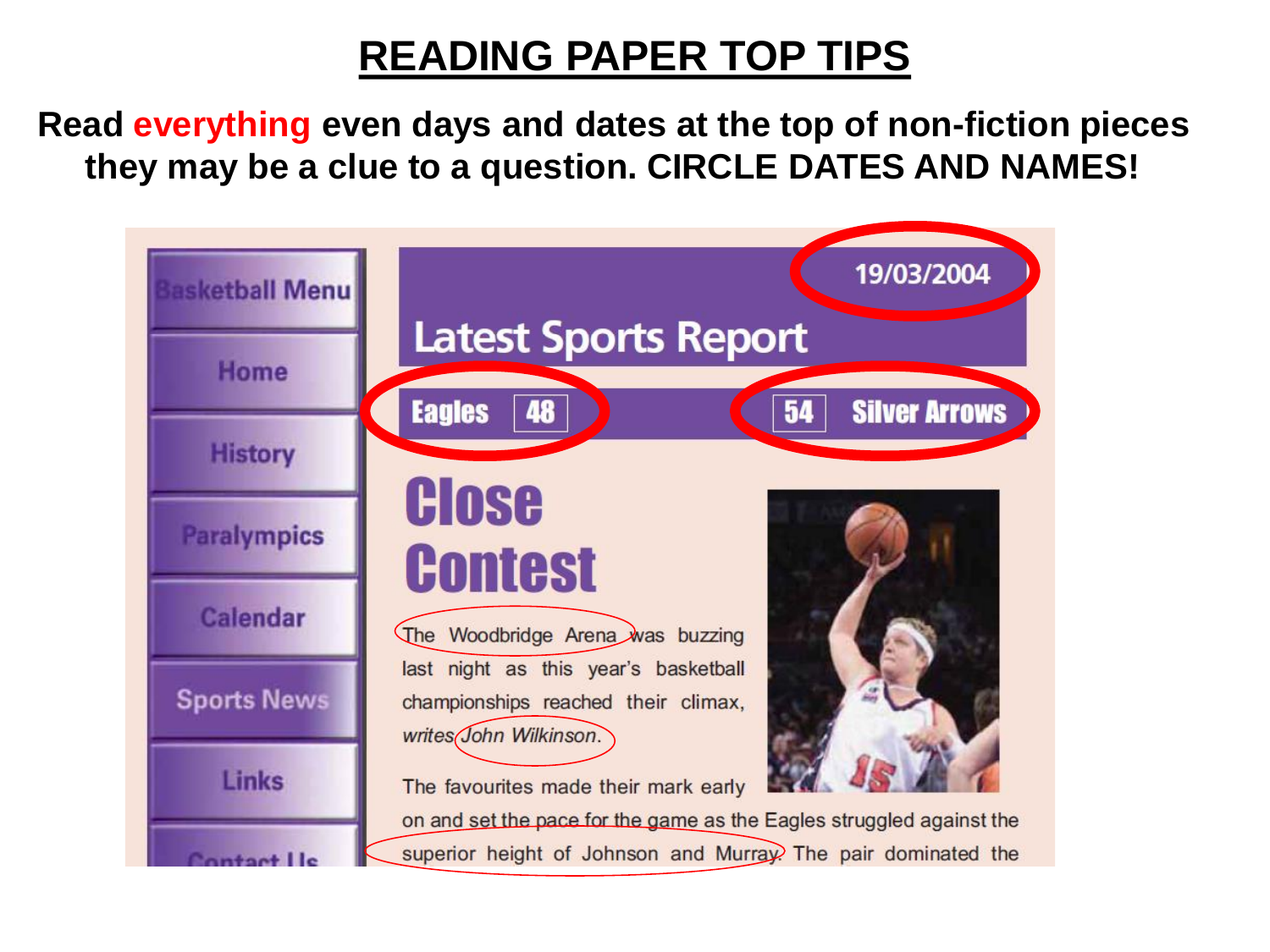# READING PAPER TOP TIPS

**Read everything even days and dates at the top of non-fiction pieces they may be a clue to a question. CIRCLE DATES AND NAMES!**

Basketball Menu

- Home
- History
- Paralympics
- Calendar
- Sports News
- Links
- Contact Us

19/03/2004

## Latest Sports Report

Eagles 48 | 54 Silver Arrows

## Close Contest

The Woodbridge Arena was buzzing last night as this year's basketball championships reached their climax, *writes John Wilkinson.*

The favourites made their mark early on and set the pace for the game as the Eagles struggled against the superior height of Johnson and Murray. The pair dominated the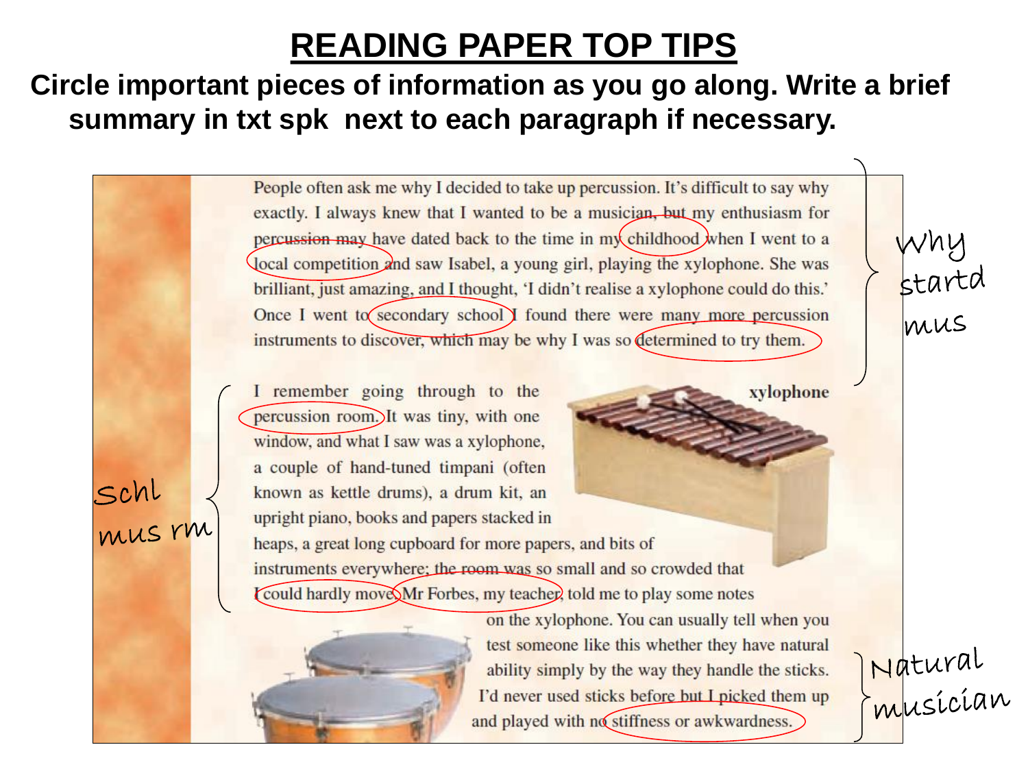# READING PAPER TOP TIPS

**Circle important pieces of information as you go along. Write a brief summary in txt spk next to each paragraph if necessary.**

People often ask me why I decided to take up percussion. It's difficult to say why exactly. I always knew that I wanted to be a musician, but my enthusiasm for percussion may have dated back to the time in my childhood when I went to a local competition and saw Isabel, a young girl, playing the xylophone. She was brilliant, just amazing, and I thought, 'I didn't realise a xylophone could do this.' Once I went to secondary school I found there were many more percussion instruments to discover, which may be why I was so determined to try them.

*why startd mus*

I remember going through to the percussion room. It was tiny, with one window, and what I saw was a xylophone, a couple of hand-tuned timpani (often known as kettle drums), a drum kit, an upright piano, books and papers stacked in heaps, a great long cupboard for more papers, and bits of instruments everywhere; the room was so small and so crowded that I could hardly move. Mr Forbes, my teacher, told me to play some notes on the xylophone. You can usually tell when you test someone like this whether they have natural ability simply by the way they handle the sticks. I'd never used sticks before but I picked them up and played with no stiffness or awkwardness.

*Schl mus rm*

*Natural musician*

xylophone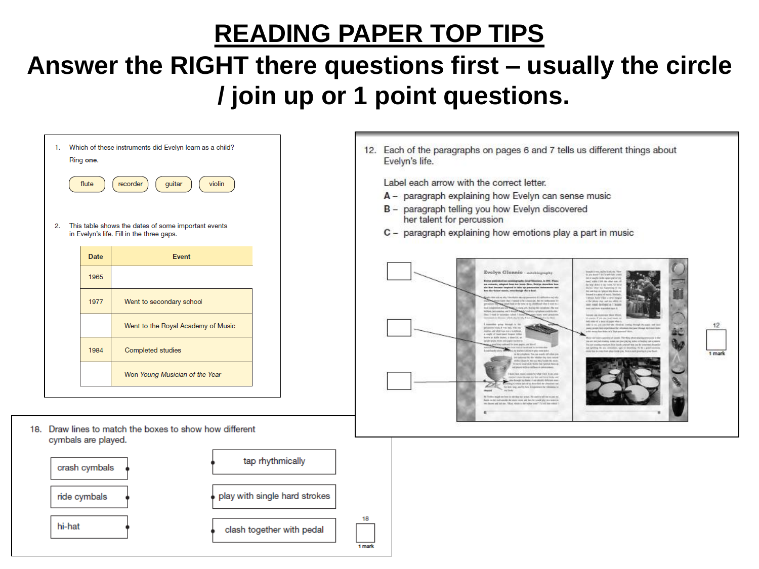# READING PAPER TOP TIPS

## Answer the RIGHT there questions first – usually the circle / join up or 1 point questions.

1. Which of these instruments did Evelyn learn as a child?

   Ring **one**.

   flute    recorder    guitar    violin

2. This table shows the dates of some important events in Evelyn's life. Fill in the three gaps.

| Date | Event |
|---|---|
| 1965 | |
| 1977 | Went to secondary school |
| | Went to the Royal Academy of Music |
| 1984 | Completed studies |
| | Won *Young Musician of the Year* |

12. Each of the paragraphs on pages 6 and 7 tells us different things about Evelyn's life.

    Label each arrow with the correct letter.

    **A** – paragraph explaining how Evelyn can sense music

    **B** – paragraph telling you how Evelyn discovered her talent for percussion

    **C** – paragraph explaining how emotions play a part in music

    12

    1 mark

18. Draw lines to match the boxes to show how different cymbals are played.

| | |
|---|---|
| crash cymbals | tap rhythmically |
| ride cymbals | play with single hard strokes |
| hi-hat | clash together with pedal |

18

1 mark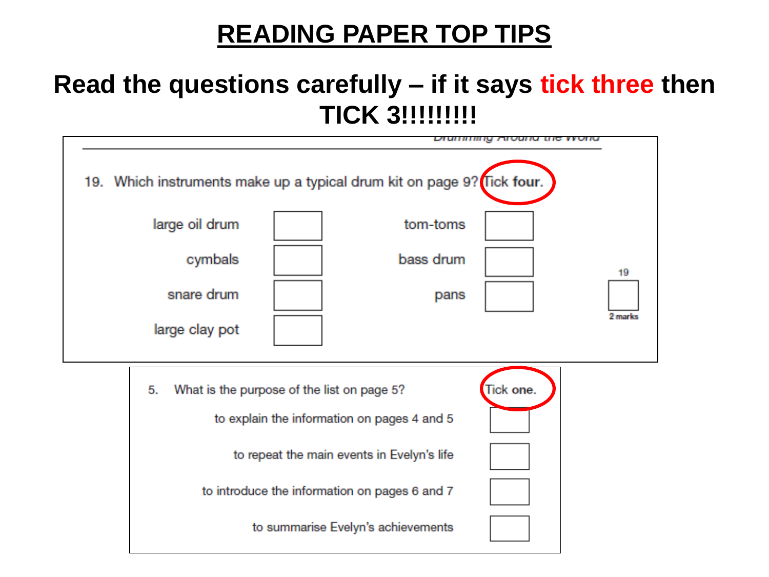# READING PAPER TOP TIPS

## Read the questions carefully – if it says tick three then TICK 3!!!!!!!!!

Drumming Around the World

19. Which instruments make up a typical drum kit on page 9? Tick **four**.

| | | | |
|---|---|---|---|
| large oil drum | ☐ | tom-toms | ☐ |
| cymbals | ☐ | bass drum | ☐ |
| snare drum | ☐ | pans | ☐ |
| large clay pot | ☐ | | |

19 ☐ 2 marks

5. What is the purpose of the list on page 5? Tick **one**.

- to explain the information on pages 4 and 5 ☐
- to repeat the main events in Evelyn's life ☐
- to introduce the information on pages 6 and 7 ☐
- to summarise Evelyn's achievements ☐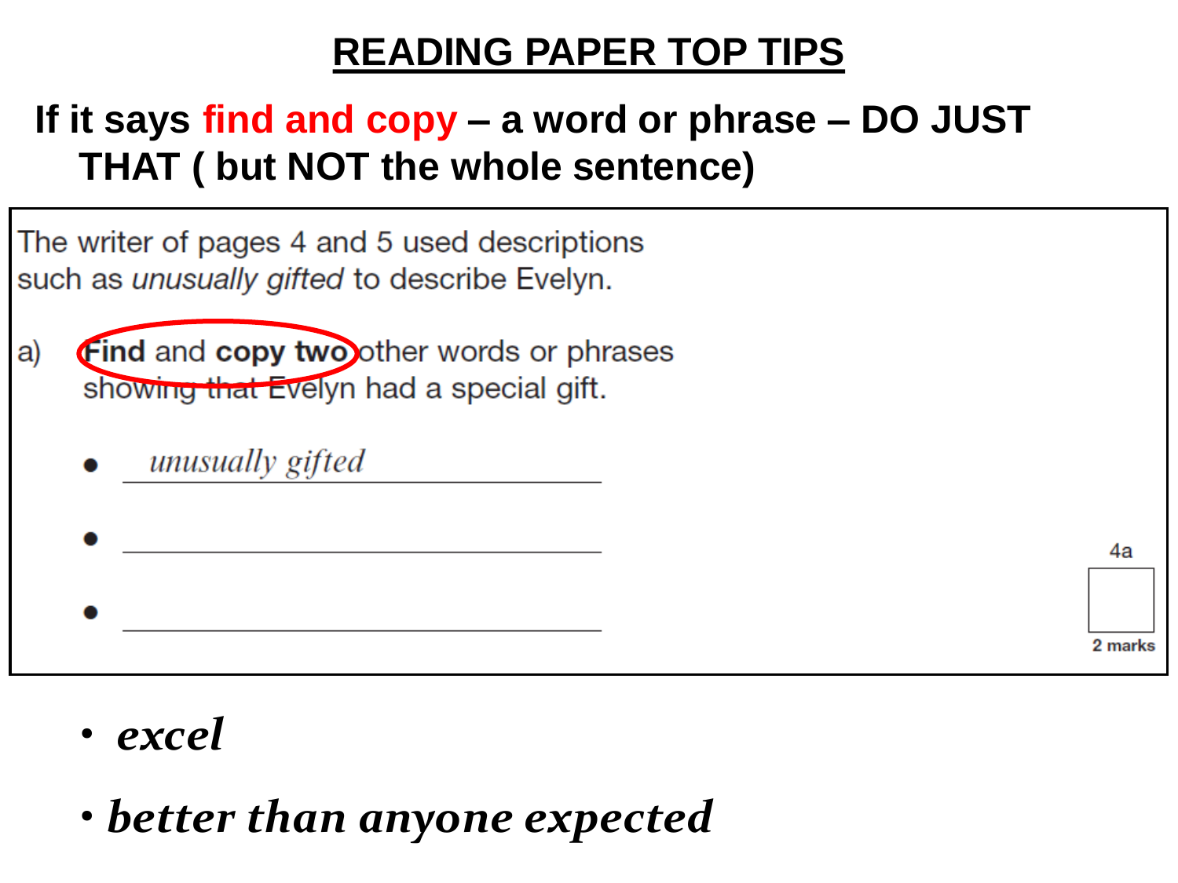# READING PAPER TOP TIPS

**If it says find and copy – a word or phrase – DO JUST THAT ( but NOT the whole sentence)**

The writer of pages 4 and 5 used descriptions such as *unusually gifted* to describe Evelyn.

a) **Find** and **copy two** other words or phrases showing that Evelyn had a special gift.

- *unusually gifted*
- ______________________
- ______________________

4a

2 marks

- ***excel***
- ***better than anyone expected***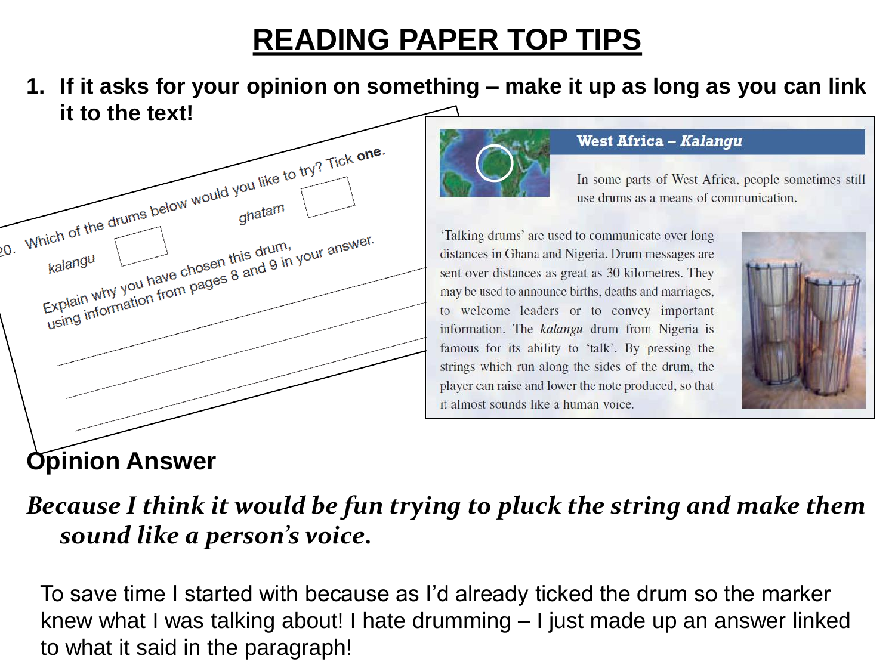# READING PAPER TOP TIPS

1. **If it asks for your opinion on something – make it up as long as you can link it to the text!**

20. Which of the drums below would you like to try? Tick **one**.

kalangu ☐ ghatam ☐

Explain why you have chosen this drum, using information from pages 8 and 9 in your answer.

**West Africa – *Kalangu***

In some parts of West Africa, people sometimes still use drums as a means of communication.

'Talking drums' are used to communicate over long distances in Ghana and Nigeria. Drum messages are sent over distances as great as 30 kilometres. They may be used to announce births, deaths and marriages, to welcome leaders or to convey important information. The *kalangu* drum from Nigeria is famous for its ability to 'talk'. By pressing the strings which run along the sides of the drum, the player can raise and lower the note produced, so that it almost sounds like a human voice.

## Opinion Answer

***Because I think it would be fun trying to pluck the string and make them sound like a person's voice.***

To save time I started with because as I'd already ticked the drum so the marker knew what I was talking about! I hate drumming – I just made up an answer linked to what it said in the paragraph!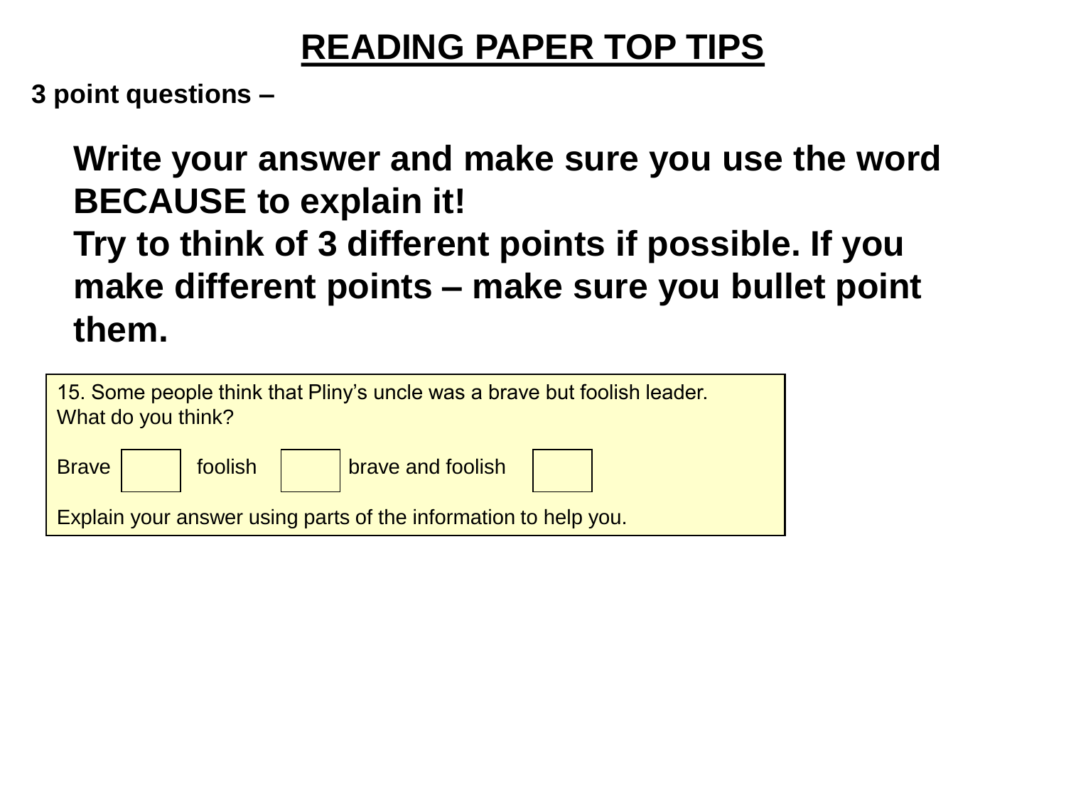# READING PAPER TOP TIPS

**3 point questions –**

**Write your answer and make sure you use the word BECAUSE to explain it!**
**Try to think of 3 different points if possible. If you make different points – make sure you bullet point them.**

15. Some people think that Pliny's uncle was a brave but foolish leader.
What do you think?

Brave ☐ foolish ☐ brave and foolish ☐

Explain your answer using parts of the information to help you.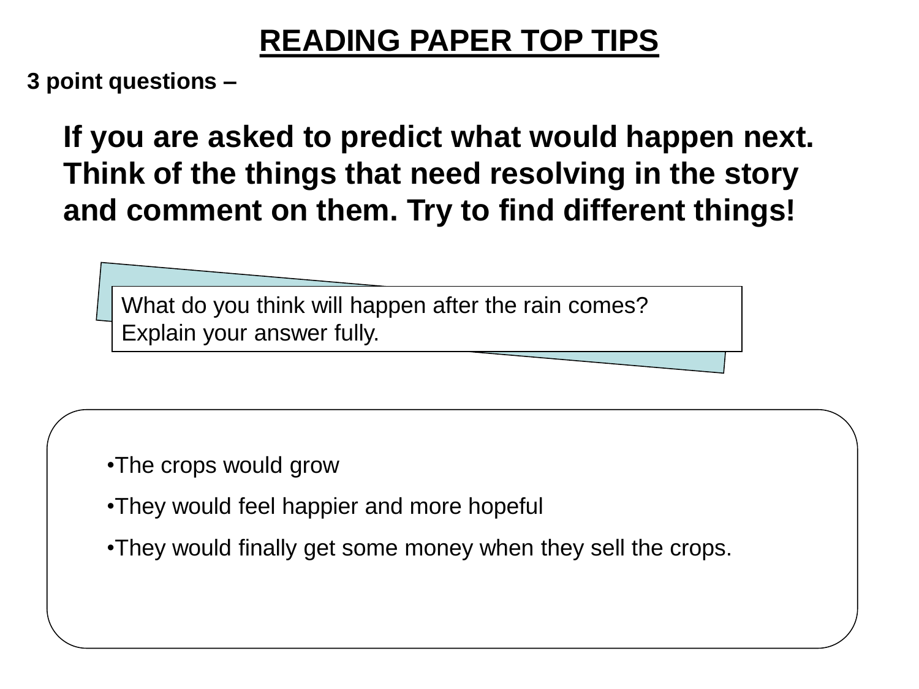# READING PAPER TOP TIPS

**3 point questions –**

**If you are asked to predict what would happen next. Think of the things that need resolving in the story and comment on them. Try to find different things!**

What do you think will happen after the rain comes?
Explain your answer fully.

- The crops would grow
- They would feel happier and more hopeful
- They would finally get some money when they sell the crops.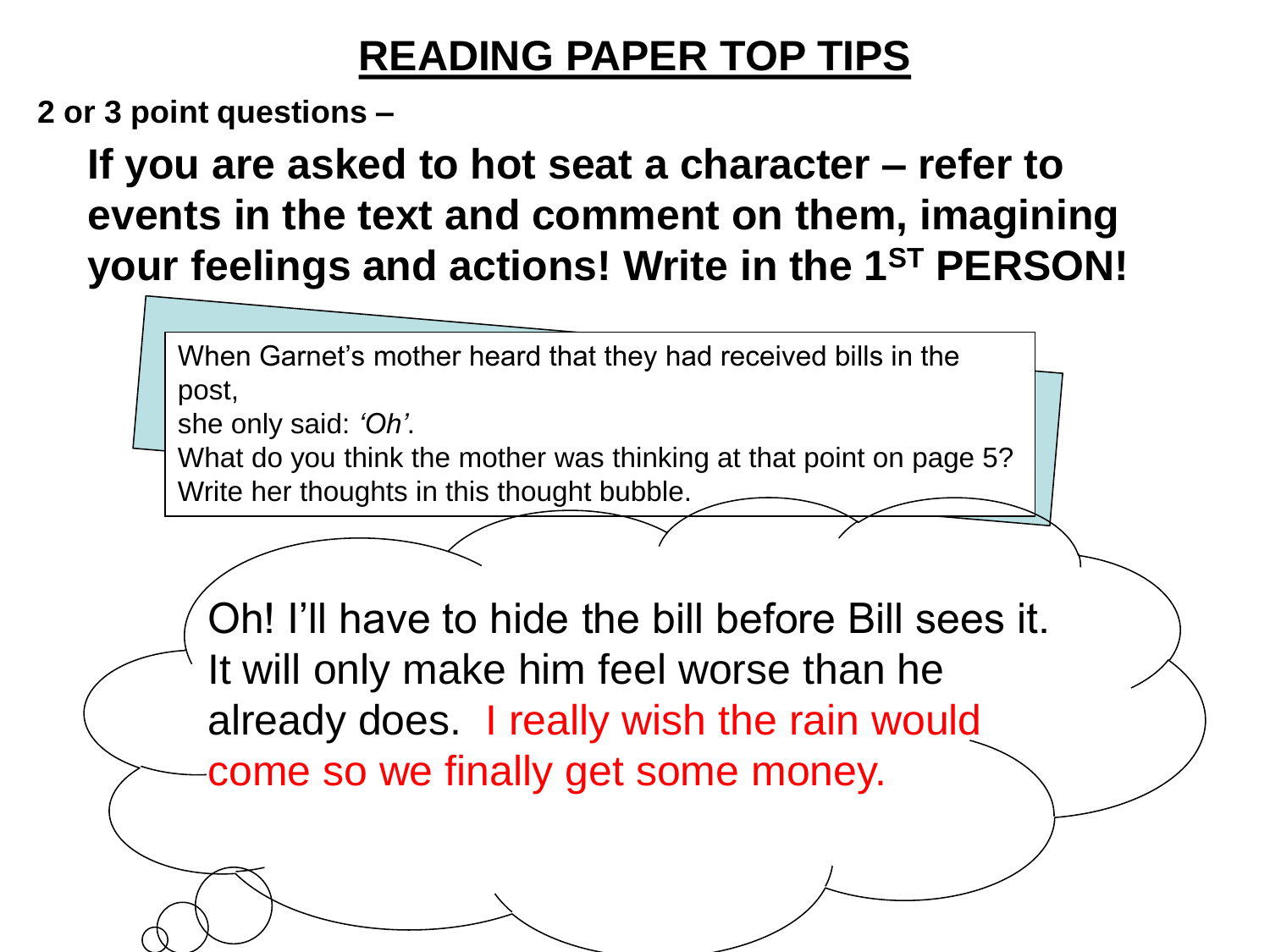# READING PAPER TOP TIPS

**2 or 3 point questions –**

**If you are asked to hot seat a character – refer to events in the text and comment on them, imagining your feelings and actions! Write in the 1ST PERSON!**

When Garnet's mother heard that they had received bills in the post,
she only said: *'Oh'*.
What do you think the mother was thinking at that point on page 5?
Write her thoughts in this thought bubble.

Oh! I'll have to hide the bill before Bill sees it. It will only make him feel worse than he already does. I really wish the rain would come so we finally get some money.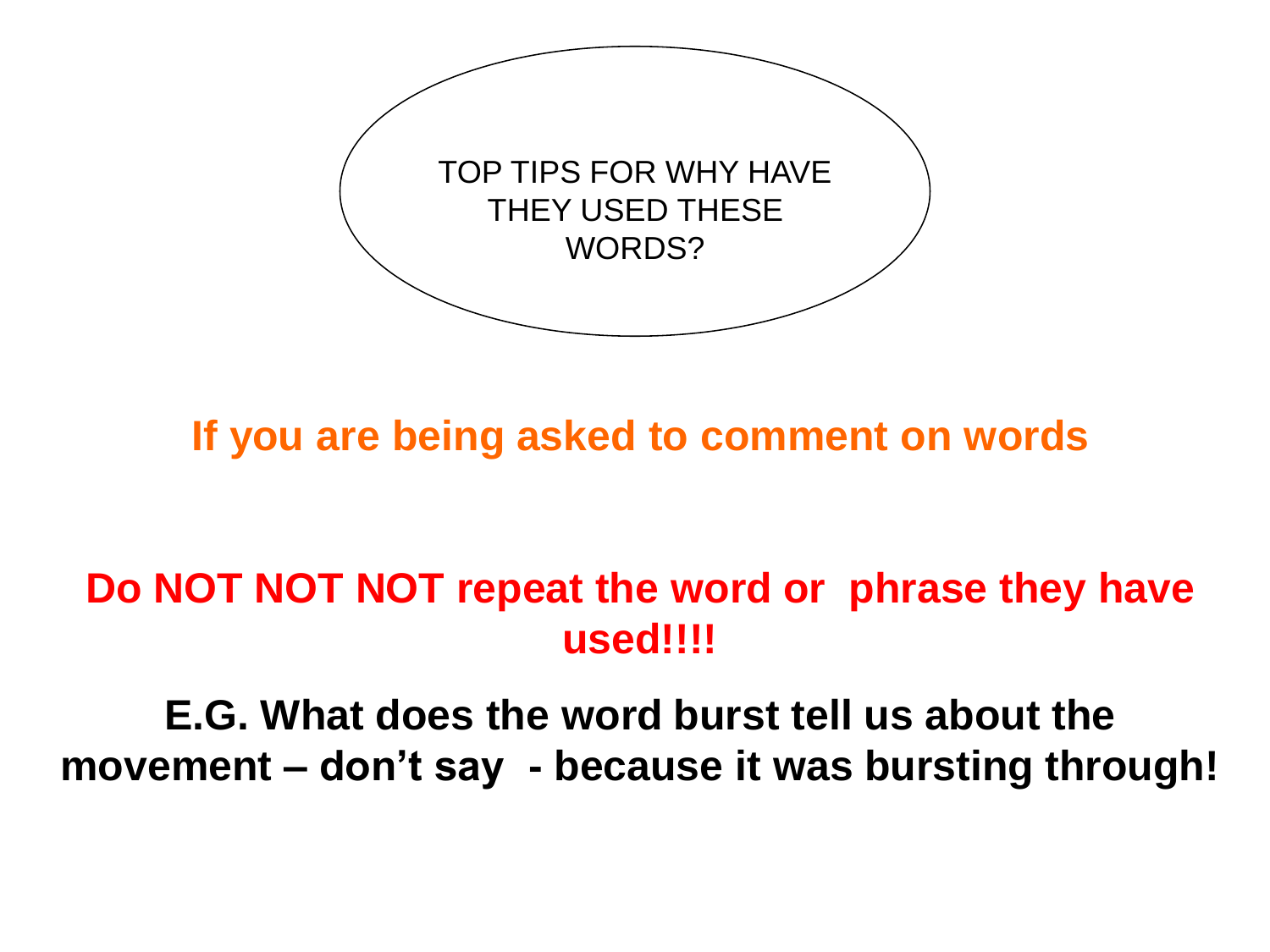# TOP TIPS FOR WHY HAVE THEY USED THESE WORDS?

**If you are being asked to comment on words**

**Do NOT NOT NOT repeat the word or phrase they have used!!!!**

**E.G. What does the word burst tell us about the movement – don't say - because it was bursting through!**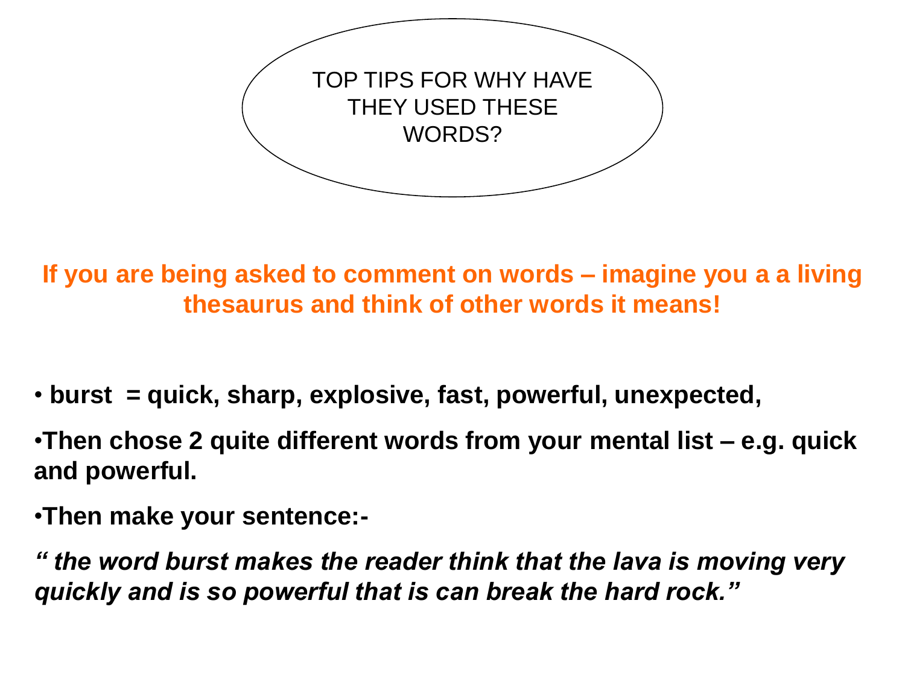# TOP TIPS FOR WHY HAVE THEY USED THESE WORDS?

**If you are being asked to comment on words – imagine you a a living thesaurus and think of other words it means!**

- **burst = quick, sharp, explosive, fast, powerful, unexpected,**
- **Then chose 2 quite different words from your mental list – e.g. quick and powerful.**
- **Then make your sentence:-**

***" the word burst makes the reader think that the lava is moving very quickly and is so powerful that is can break the hard rock."***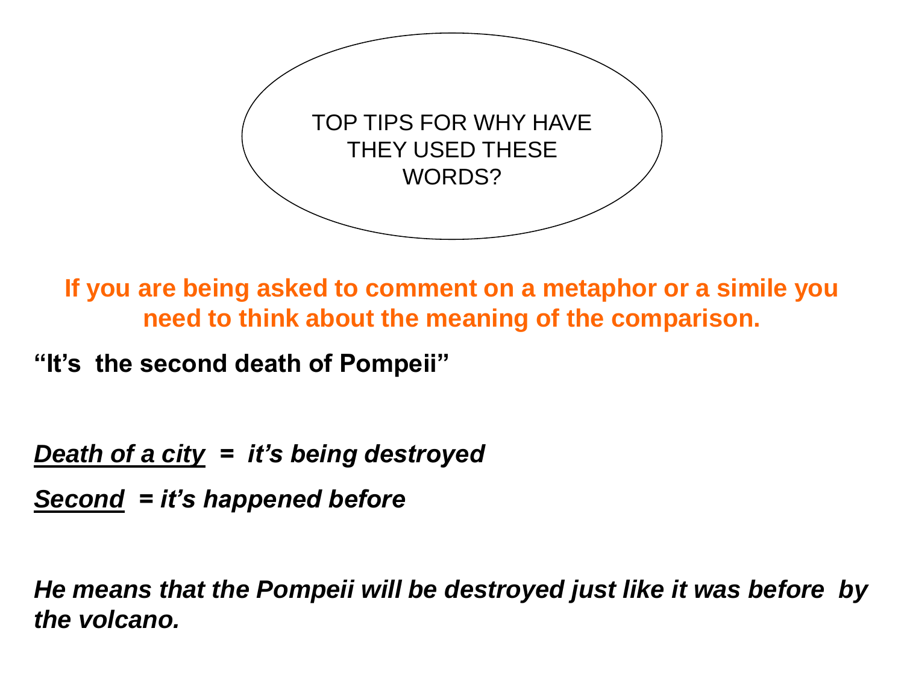# TOP TIPS FOR WHY HAVE THEY USED THESE WORDS?

**If you are being asked to comment on a metaphor or a simile you need to think about the meaning of the comparison.**

**"It's the second death of Pompeii"**

***Death of a city* = *it's being destroyed***

***Second* = *it's happened before***

***He means that the Pompeii will be destroyed just like it was before by the volcano.***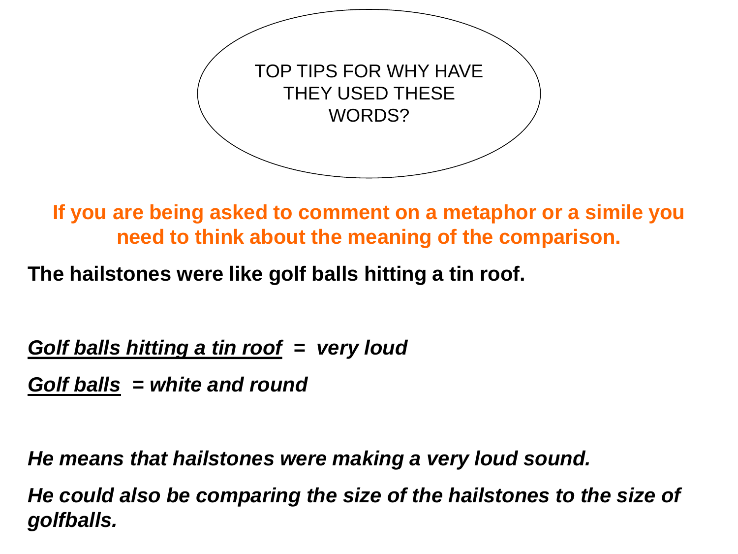# TOP TIPS FOR WHY HAVE THEY USED THESE WORDS?

**If you are being asked to comment on a metaphor or a simile you need to think about the meaning of the comparison.**

**The hailstones were like golf balls hitting a tin roof.**

***Golf balls hitting a tin roof* = *very loud***

***Golf balls* = *white and round***

***He means that hailstones were making a very loud sound.***

***He could also be comparing the size of the hailstones to the size of golfballs.***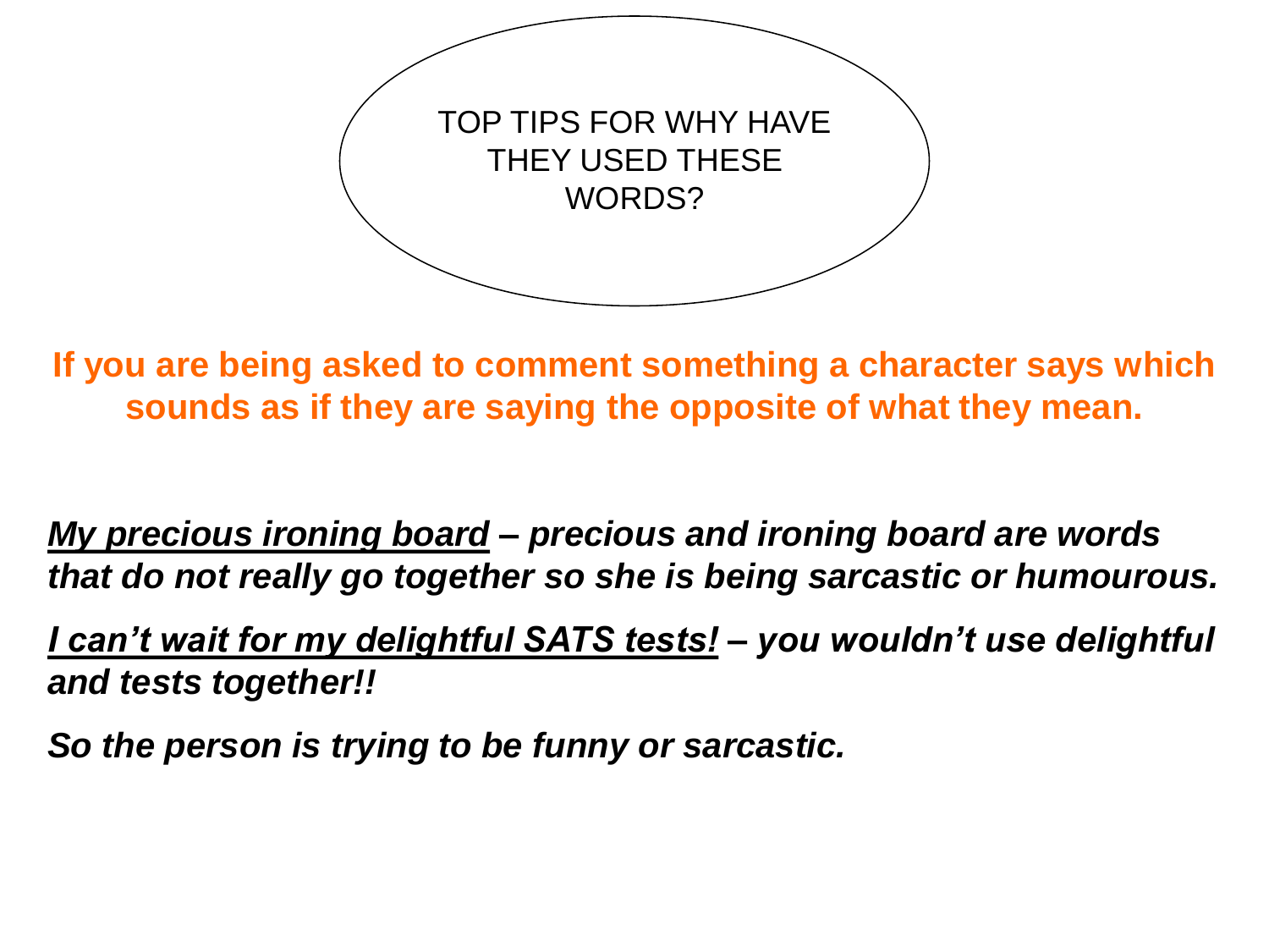# TOP TIPS FOR WHY HAVE THEY USED THESE WORDS?

**If you are being asked to comment something a character says which sounds as if they are saying the opposite of what they mean.**

***My precious ironing board*** ***– precious and ironing board are words that do not really go together so she is being sarcastic or humourous.***

***I can't wait for my delightful SATS tests!*** ***– you wouldn't use delightful and tests together!!***

***So the person is trying to be funny or sarcastic.***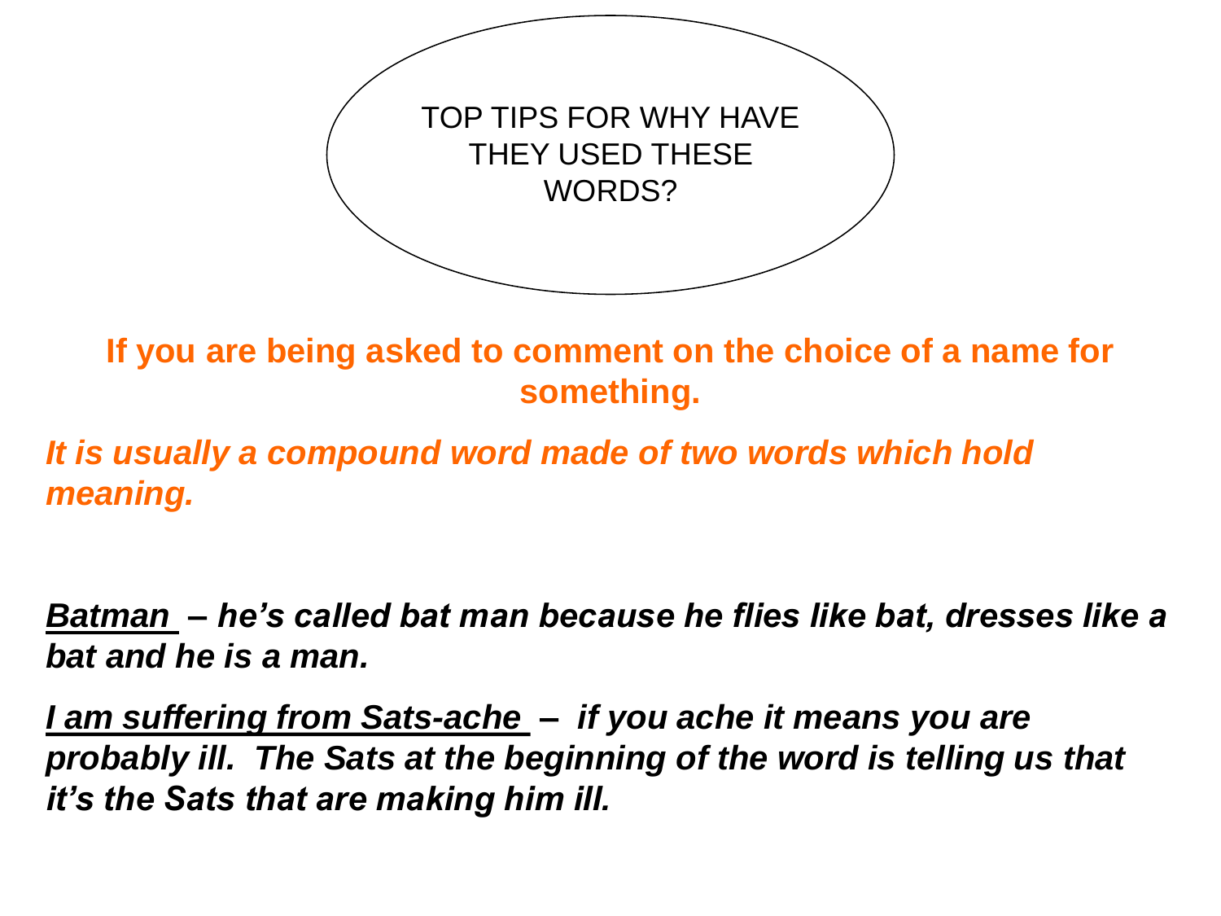# TOP TIPS FOR WHY HAVE THEY USED THESE WORDS?

**If you are being asked to comment on the choice of a name for something.**

***It is usually a compound word made of two words which hold meaning.***

***<u>Batman</u> – he's called bat man because he flies like bat, dresses like a bat and he is a man.***

***<u>I am suffering from Sats-ache</u> – if you ache it means you are probably ill. The Sats at the beginning of the word is telling us that it's the Sats that are making him ill.***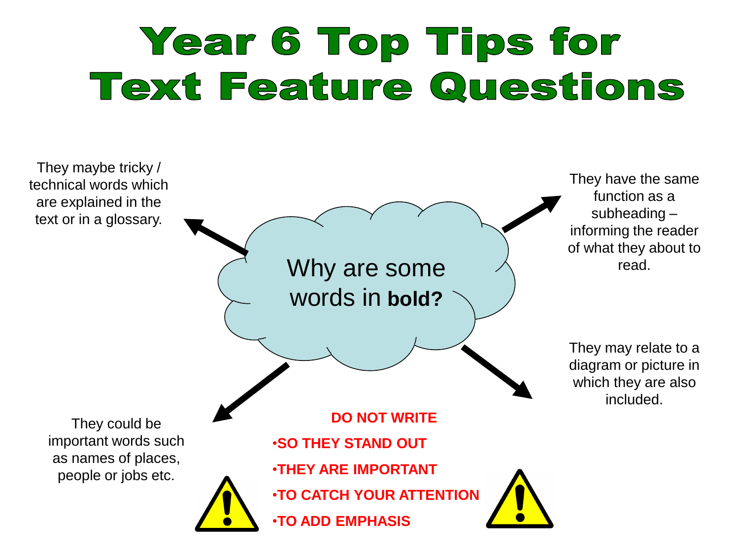# Year 6 Top Tips for Text Feature Questions

Why are some words in **bold?**

They maybe tricky / technical words which are explained in the text or in a glossary.

They have the same function as a subheading – informing the reader of what they about to read.

They may relate to a diagram or picture in which they are also included.

They could be important words such as names of places, people or jobs etc.

**DO NOT WRITE**

- **SO THEY STAND OUT**
- **THEY ARE IMPORTANT**
- **TO CATCH YOUR ATTENTION**
- **TO ADD EMPHASIS**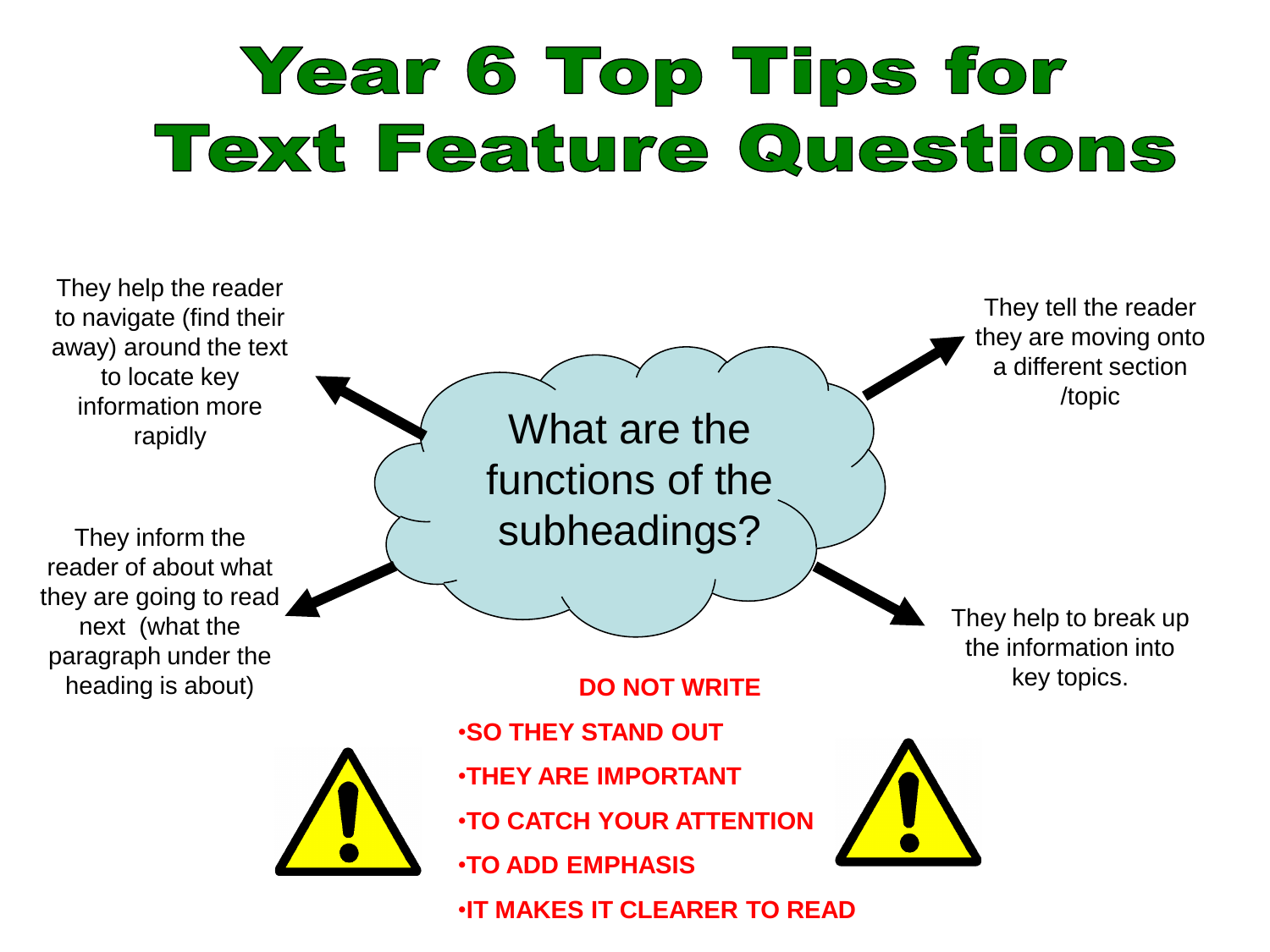# Year 6 Top Tips for Text Feature Questions

**What are the functions of the subheadings?**

- They help the reader to navigate (find their away) around the text to locate key information more rapidly
- They tell the reader they are moving onto a different section /topic
- They inform the reader of about what they are going to read next (what the paragraph under the heading is about)
- They help to break up the information into key topics.

**DO NOT WRITE**

- **SO THEY STAND OUT**
- **THEY ARE IMPORTANT**
- **TO CATCH YOUR ATTENTION**
- **TO ADD EMPHASIS**
- **IT MAKES IT CLEARER TO READ**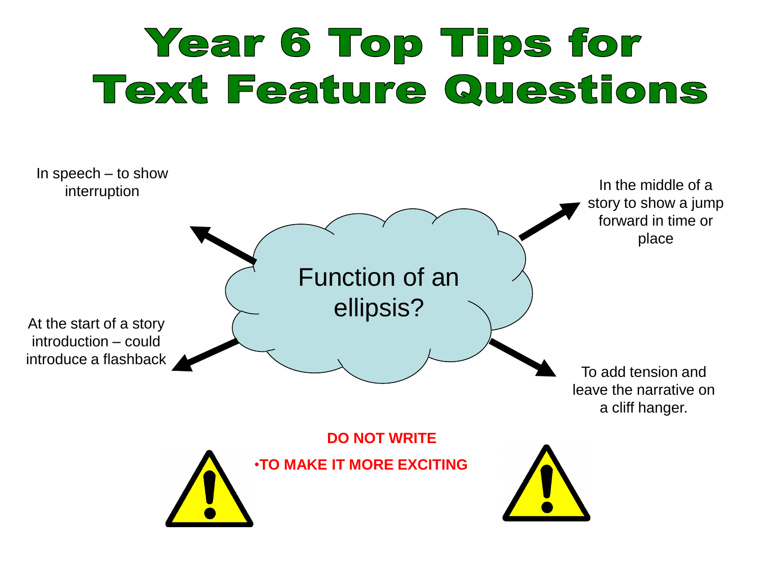# Year 6 Top Tips for Text Feature Questions

**Function of an ellipsis?**

- In speech – to show interruption
- In the middle of a story to show a jump forward in time or place
- At the start of a story introduction – could introduce a flashback
- To add tension and leave the narrative on a cliff hanger.

**DO NOT WRITE**

- **TO MAKE IT MORE EXCITING**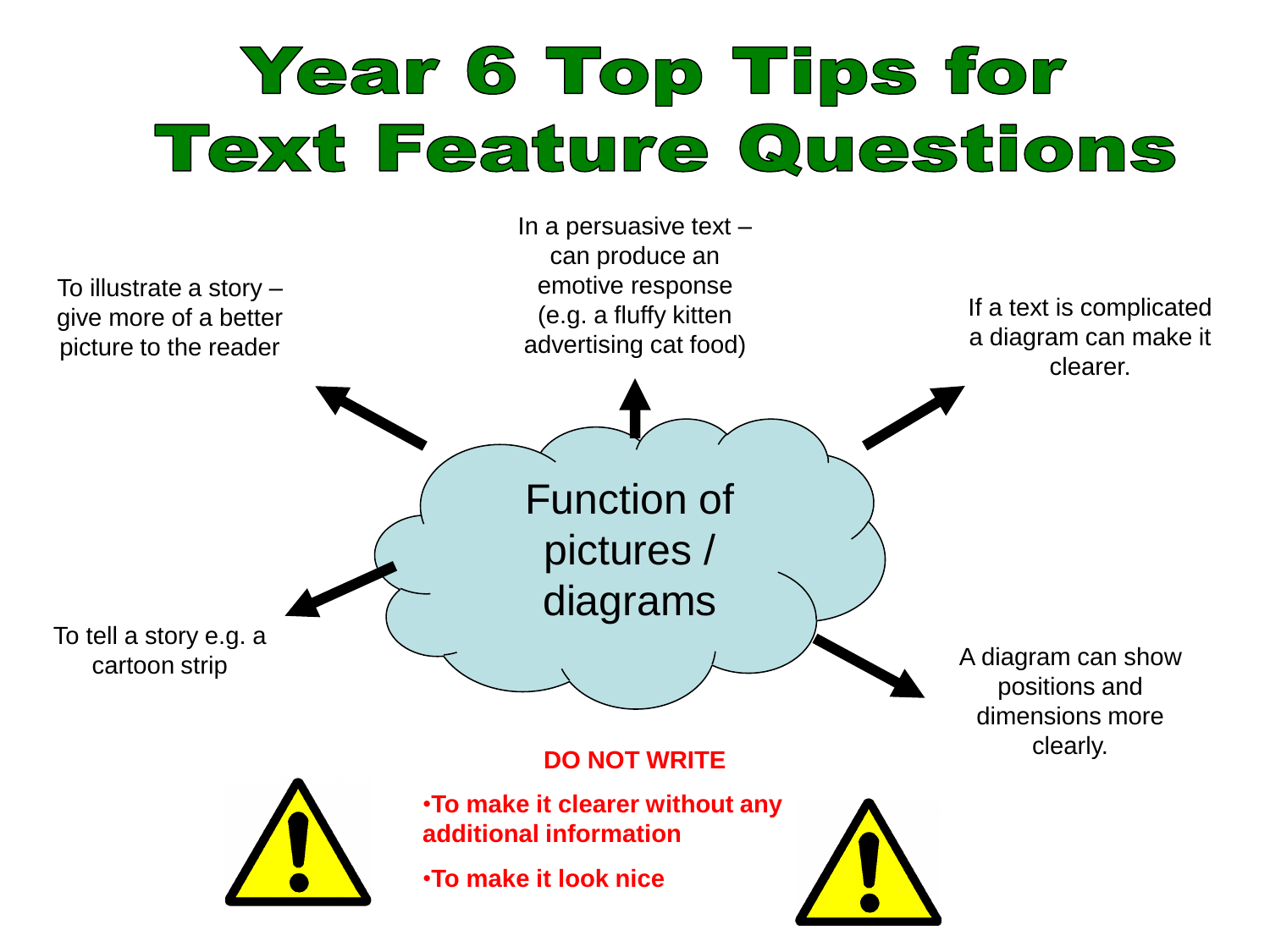# Year 6 Top Tips for Text Feature Questions

## Function of pictures / diagrams

- To illustrate a story – give more of a better picture to the reader
- In a persuasive text – can produce an emotive response (e.g. a fluffy kitten advertising cat food)
- If a text is complicated a diagram can make it clearer.
- To tell a story e.g. a cartoon strip
- A diagram can show positions and dimensions more clearly.

**DO NOT WRITE**

- **To make it clearer without any additional information**
- **To make it look nice**